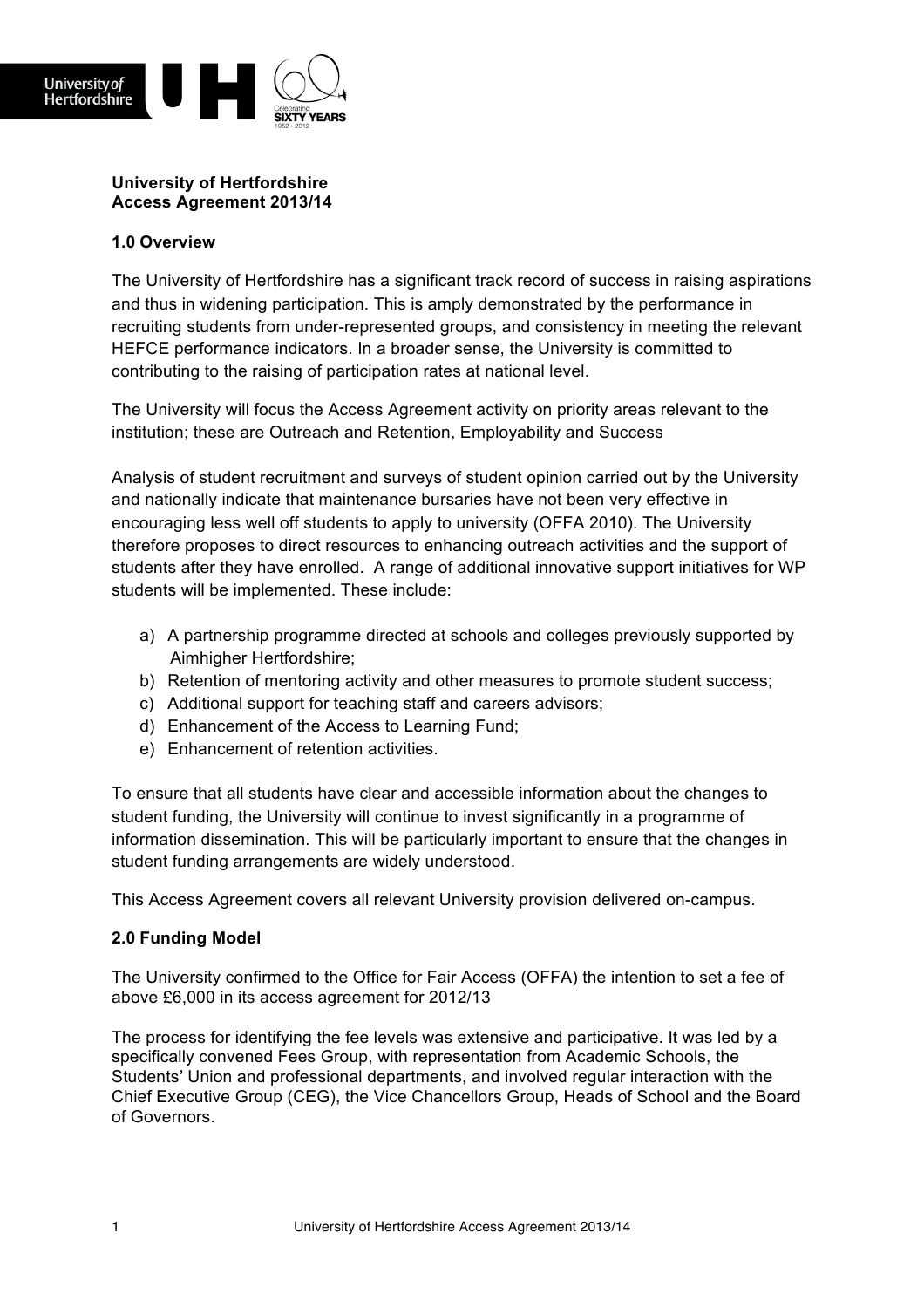# University of Hertfordshire
# Access Agreement 2013/14

## 1.0 Overview

The University of Hertfordshire has a significant track record of success in raising aspirations and thus in widening participation. This is amply demonstrated by the performance in recruiting students from under-represented groups, and consistency in meeting the relevant HEFCE performance indicators. In a broader sense, the University is committed to contributing to the raising of participation rates at national level.

The University will focus the Access Agreement activity on priority areas relevant to the institution; these are Outreach and Retention, Employability and Success

Analysis of student recruitment and surveys of student opinion carried out by the University and nationally indicate that maintenance bursaries have not been very effective in encouraging less well off students to apply to university (OFFA 2010). The University therefore proposes to direct resources to enhancing outreach activities and the support of students after they have enrolled. A range of additional innovative support initiatives for WP students will be implemented. These include:

a) A partnership programme directed at schools and colleges previously supported by Aimhigher Hertfordshire;
b) Retention of mentoring activity and other measures to promote student success;
c) Additional support for teaching staff and careers advisors;
d) Enhancement of the Access to Learning Fund;
e) Enhancement of retention activities.

To ensure that all students have clear and accessible information about the changes to student funding, the University will continue to invest significantly in a programme of information dissemination. This will be particularly important to ensure that the changes in student funding arrangements are widely understood.

This Access Agreement covers all relevant University provision delivered on-campus.

## 2.0 Funding Model

The University confirmed to the Office for Fair Access (OFFA) the intention to set a fee of above £6,000 in its access agreement for 2012/13

The process for identifying the fee levels was extensive and participative. It was led by a specifically convened Fees Group, with representation from Academic Schools, the Students' Union and professional departments, and involved regular interaction with the Chief Executive Group (CEG), the Vice Chancellors Group, Heads of School and the Board of Governors.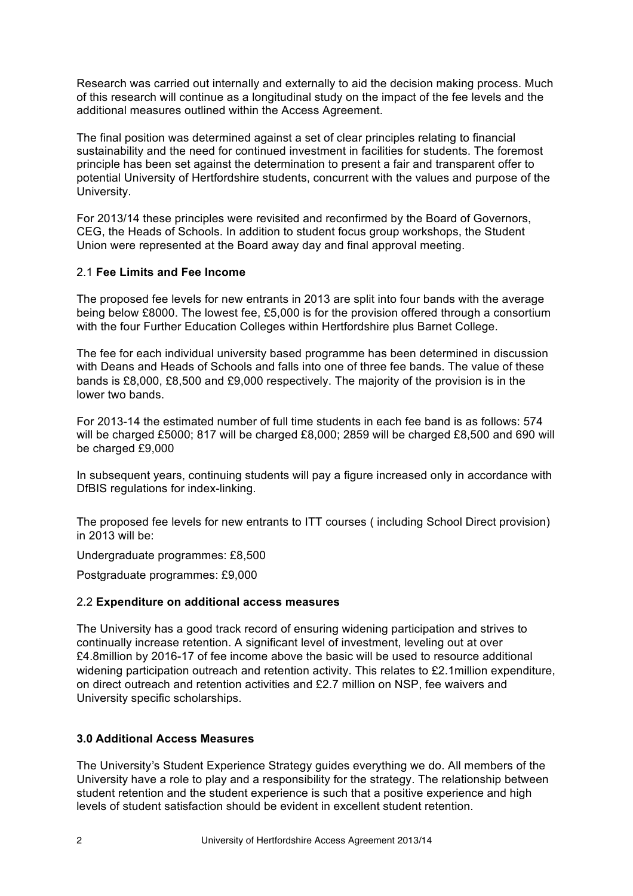Research was carried out internally and externally to aid the decision making process. Much of this research will continue as a longitudinal study on the impact of the fee levels and the additional measures outlined within the Access Agreement.

The final position was determined against a set of clear principles relating to financial sustainability and the need for continued investment in facilities for students. The foremost principle has been set against the determination to present a fair and transparent offer to potential University of Hertfordshire students, concurrent with the values and purpose of the University.

For 2013/14 these principles were revisited and reconfirmed by the Board of Governors, CEG, the Heads of Schools. In addition to student focus group workshops, the Student Union were represented at the Board away day and final approval meeting.

### 2.1 **Fee Limits and Fee Income**

The proposed fee levels for new entrants in 2013 are split into four bands with the average being below £8000. The lowest fee, £5,000 is for the provision offered through a consortium with the four Further Education Colleges within Hertfordshire plus Barnet College.

The fee for each individual university based programme has been determined in discussion with Deans and Heads of Schools and falls into one of three fee bands. The value of these bands is £8,000, £8,500 and £9,000 respectively. The majority of the provision is in the lower two bands.

For 2013-14 the estimated number of full time students in each fee band is as follows: 574 will be charged £5000; 817 will be charged £8,000; 2859 will be charged £8,500 and 690 will be charged £9,000

In subsequent years, continuing students will pay a figure increased only in accordance with DfBIS regulations for index-linking.

The proposed fee levels for new entrants to ITT courses ( including School Direct provision) in 2013 will be:

Undergraduate programmes: £8,500

Postgraduate programmes: £9,000

### 2.2 **Expenditure on additional access measures**

The University has a good track record of ensuring widening participation and strives to continually increase retention. A significant level of investment, leveling out at over £4.8million by 2016-17 of fee income above the basic will be used to resource additional widening participation outreach and retention activity. This relates to £2.1million expenditure, on direct outreach and retention activities and £2.7 million on NSP, fee waivers and University specific scholarships.

## **3.0 Additional Access Measures**

The University's Student Experience Strategy guides everything we do. All members of the University have a role to play and a responsibility for the strategy. The relationship between student retention and the student experience is such that a positive experience and high levels of student satisfaction should be evident in excellent student retention.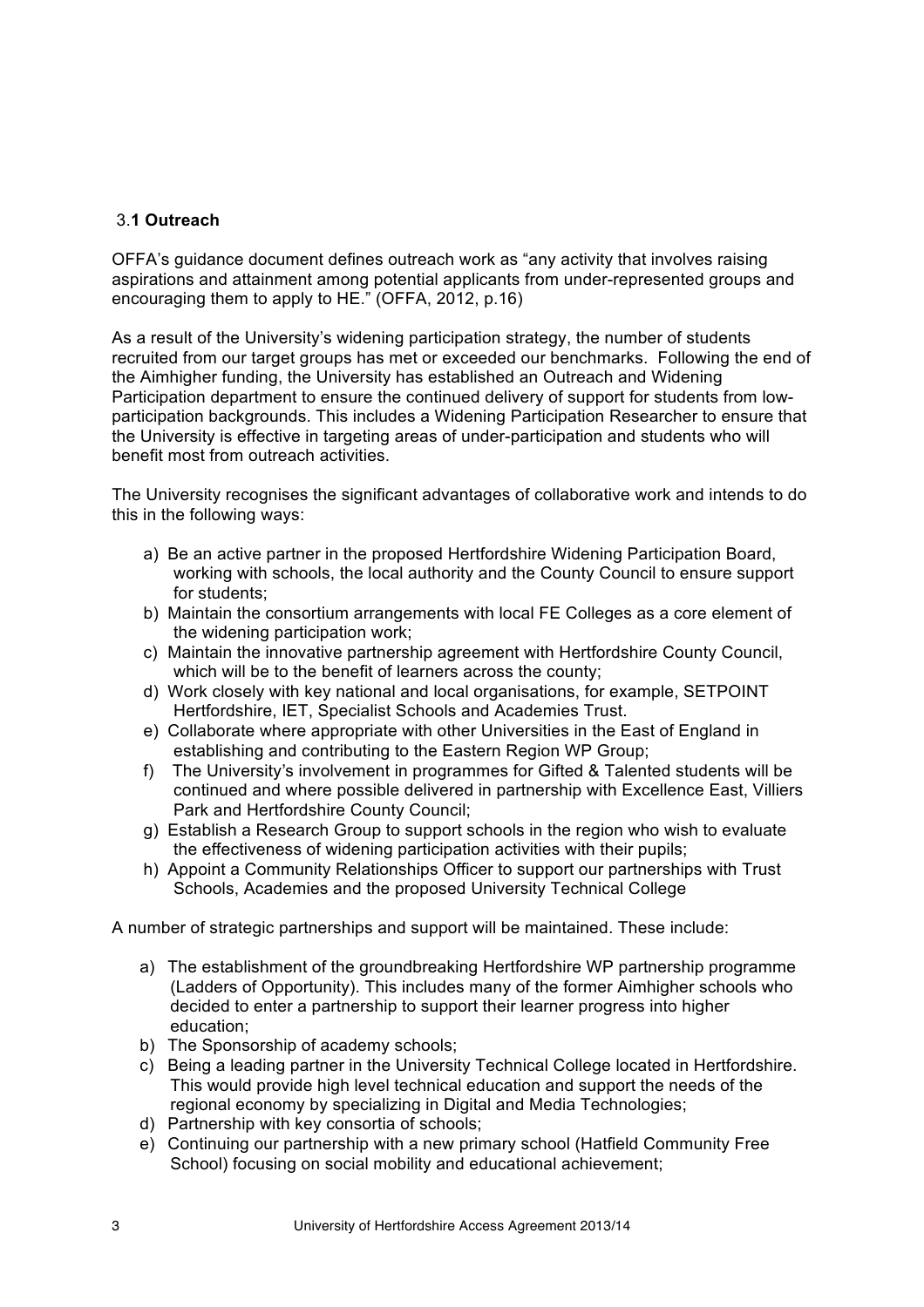### 3.1 Outreach

OFFA's guidance document defines outreach work as "any activity that involves raising aspirations and attainment among potential applicants from under-represented groups and encouraging them to apply to HE." (OFFA, 2012, p.16)

As a result of the University's widening participation strategy, the number of students recruited from our target groups has met or exceeded our benchmarks. Following the end of the Aimhigher funding, the University has established an Outreach and Widening Participation department to ensure the continued delivery of support for students from low-participation backgrounds. This includes a Widening Participation Researcher to ensure that the University is effective in targeting areas of under-participation and students who will benefit most from outreach activities.

The University recognises the significant advantages of collaborative work and intends to do this in the following ways:

a) Be an active partner in the proposed Hertfordshire Widening Participation Board, working with schools, the local authority and the County Council to ensure support for students;
b) Maintain the consortium arrangements with local FE Colleges as a core element of the widening participation work;
c) Maintain the innovative partnership agreement with Hertfordshire County Council, which will be to the benefit of learners across the county;
d) Work closely with key national and local organisations, for example, SETPOINT Hertfordshire, IET, Specialist Schools and Academies Trust.
e) Collaborate where appropriate with other Universities in the East of England in establishing and contributing to the Eastern Region WP Group;
f) The University's involvement in programmes for Gifted & Talented students will be continued and where possible delivered in partnership with Excellence East, Villiers Park and Hertfordshire County Council;
g) Establish a Research Group to support schools in the region who wish to evaluate the effectiveness of widening participation activities with their pupils;
h) Appoint a Community Relationships Officer to support our partnerships with Trust Schools, Academies and the proposed University Technical College

A number of strategic partnerships and support will be maintained. These include:

a) The establishment of the groundbreaking Hertfordshire WP partnership programme (Ladders of Opportunity). This includes many of the former Aimhigher schools who decided to enter a partnership to support their learner progress into higher education;
b) The Sponsorship of academy schools;
c) Being a leading partner in the University Technical College located in Hertfordshire. This would provide high level technical education and support the needs of the regional economy by specializing in Digital and Media Technologies;
d) Partnership with key consortia of schools;
e) Continuing our partnership with a new primary school (Hatfield Community Free School) focusing on social mobility and educational achievement;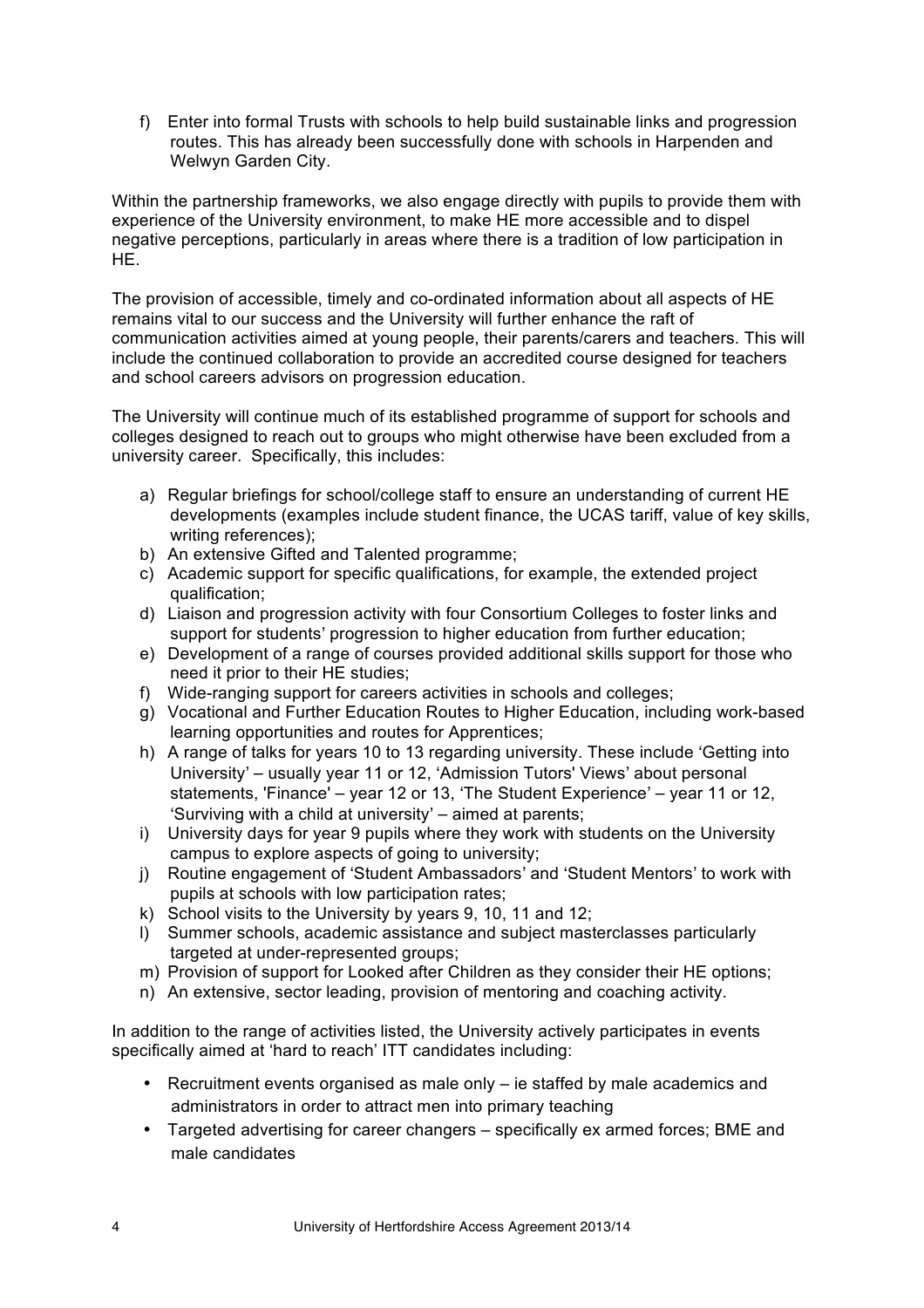f) Enter into formal Trusts with schools to help build sustainable links and progression routes. This has already been successfully done with schools in Harpenden and Welwyn Garden City.

Within the partnership frameworks, we also engage directly with pupils to provide them with experience of the University environment, to make HE more accessible and to dispel negative perceptions, particularly in areas where there is a tradition of low participation in HE.

The provision of accessible, timely and co-ordinated information about all aspects of HE remains vital to our success and the University will further enhance the raft of communication activities aimed at young people, their parents/carers and teachers. This will include the continued collaboration to provide an accredited course designed for teachers and school careers advisors on progression education.

The University will continue much of its established programme of support for schools and colleges designed to reach out to groups who might otherwise have been excluded from a university career. Specifically, this includes:

a) Regular briefings for school/college staff to ensure an understanding of current HE developments (examples include student finance, the UCAS tariff, value of key skills, writing references);
b) An extensive Gifted and Talented programme;
c) Academic support for specific qualifications, for example, the extended project qualification;
d) Liaison and progression activity with four Consortium Colleges to foster links and support for students' progression to higher education from further education;
e) Development of a range of courses provided additional skills support for those who need it prior to their HE studies;
f) Wide-ranging support for careers activities in schools and colleges;
g) Vocational and Further Education Routes to Higher Education, including work-based learning opportunities and routes for Apprentices;
h) A range of talks for years 10 to 13 regarding university. These include 'Getting into University' – usually year 11 or 12, 'Admission Tutors' Views' about personal statements, 'Finance' – year 12 or 13, 'The Student Experience' – year 11 or 12, 'Surviving with a child at university' – aimed at parents;
i) University days for year 9 pupils where they work with students on the University campus to explore aspects of going to university;
j) Routine engagement of 'Student Ambassadors' and 'Student Mentors' to work with pupils at schools with low participation rates;
k) School visits to the University by years 9, 10, 11 and 12;
l) Summer schools, academic assistance and subject masterclasses particularly targeted at under-represented groups;
m) Provision of support for Looked after Children as they consider their HE options;
n) An extensive, sector leading, provision of mentoring and coaching activity.

In addition to the range of activities listed, the University actively participates in events specifically aimed at 'hard to reach' ITT candidates including:

- Recruitment events organised as male only – ie staffed by male academics and administrators in order to attract men into primary teaching
- Targeted advertising for career changers – specifically ex armed forces; BME and male candidates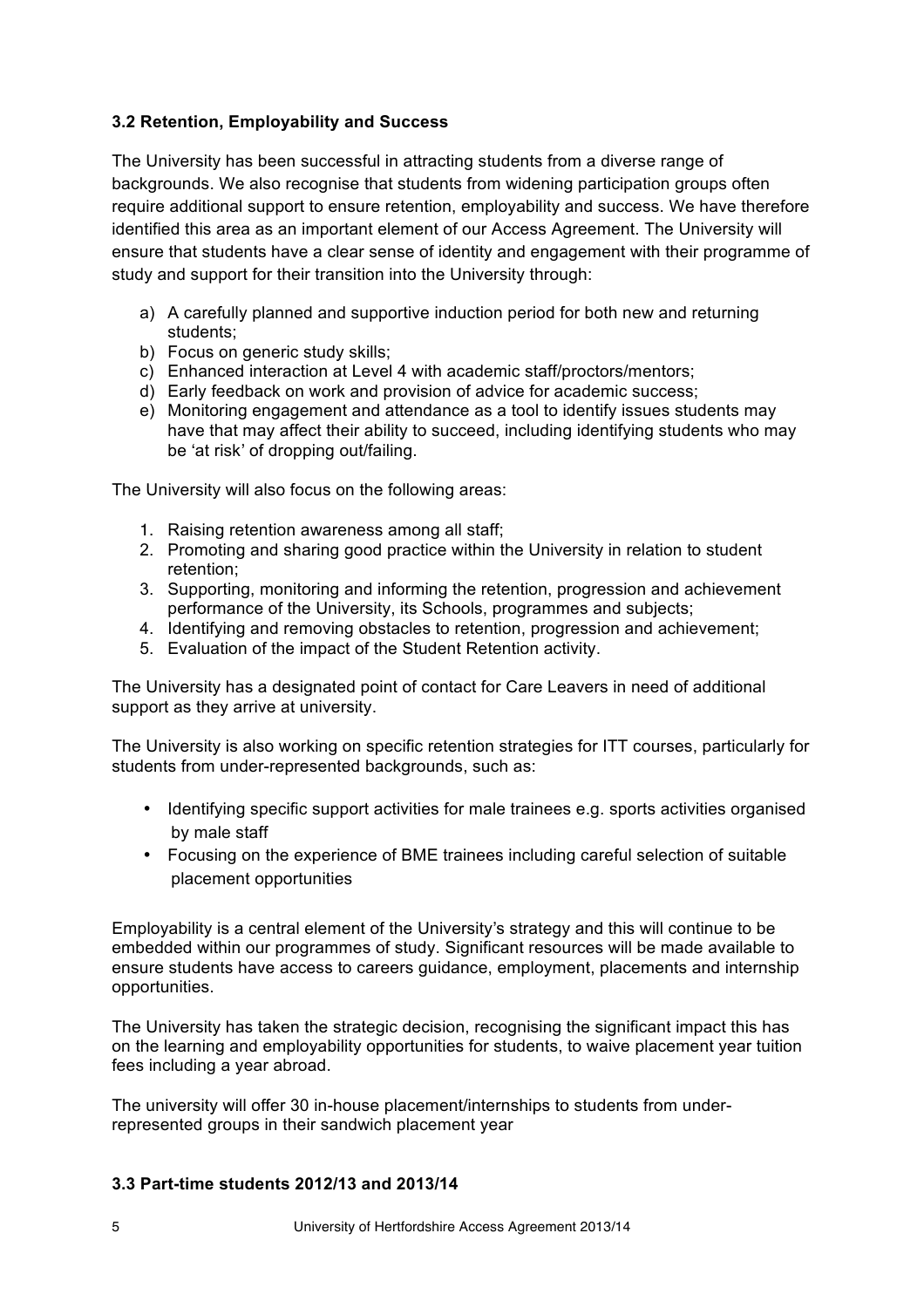### 3.2 Retention, Employability and Success

The University has been successful in attracting students from a diverse range of backgrounds. We also recognise that students from widening participation groups often require additional support to ensure retention, employability and success. We have therefore identified this area as an important element of our Access Agreement. The University will ensure that students have a clear sense of identity and engagement with their programme of study and support for their transition into the University through:

a) A carefully planned and supportive induction period for both new and returning students;
b) Focus on generic study skills;
c) Enhanced interaction at Level 4 with academic staff/proctors/mentors;
d) Early feedback on work and provision of advice for academic success;
e) Monitoring engagement and attendance as a tool to identify issues students may have that may affect their ability to succeed, including identifying students who may be 'at risk' of dropping out/failing.

The University will also focus on the following areas:

1. Raising retention awareness among all staff;
2. Promoting and sharing good practice within the University in relation to student retention;
3. Supporting, monitoring and informing the retention, progression and achievement performance of the University, its Schools, programmes and subjects;
4. Identifying and removing obstacles to retention, progression and achievement;
5. Evaluation of the impact of the Student Retention activity.

The University has a designated point of contact for Care Leavers in need of additional support as they arrive at university.

The University is also working on specific retention strategies for ITT courses, particularly for students from under-represented backgrounds, such as:

- Identifying specific support activities for male trainees e.g. sports activities organised by male staff
- Focusing on the experience of BME trainees including careful selection of suitable placement opportunities

Employability is a central element of the University's strategy and this will continue to be embedded within our programmes of study. Significant resources will be made available to ensure students have access to careers guidance, employment, placements and internship opportunities.

The University has taken the strategic decision, recognising the significant impact this has on the learning and employability opportunities for students, to waive placement year tuition fees including a year abroad.

The university will offer 30 in-house placement/internships to students from under-represented groups in their sandwich placement year

### 3.3 Part-time students 2012/13 and 2013/14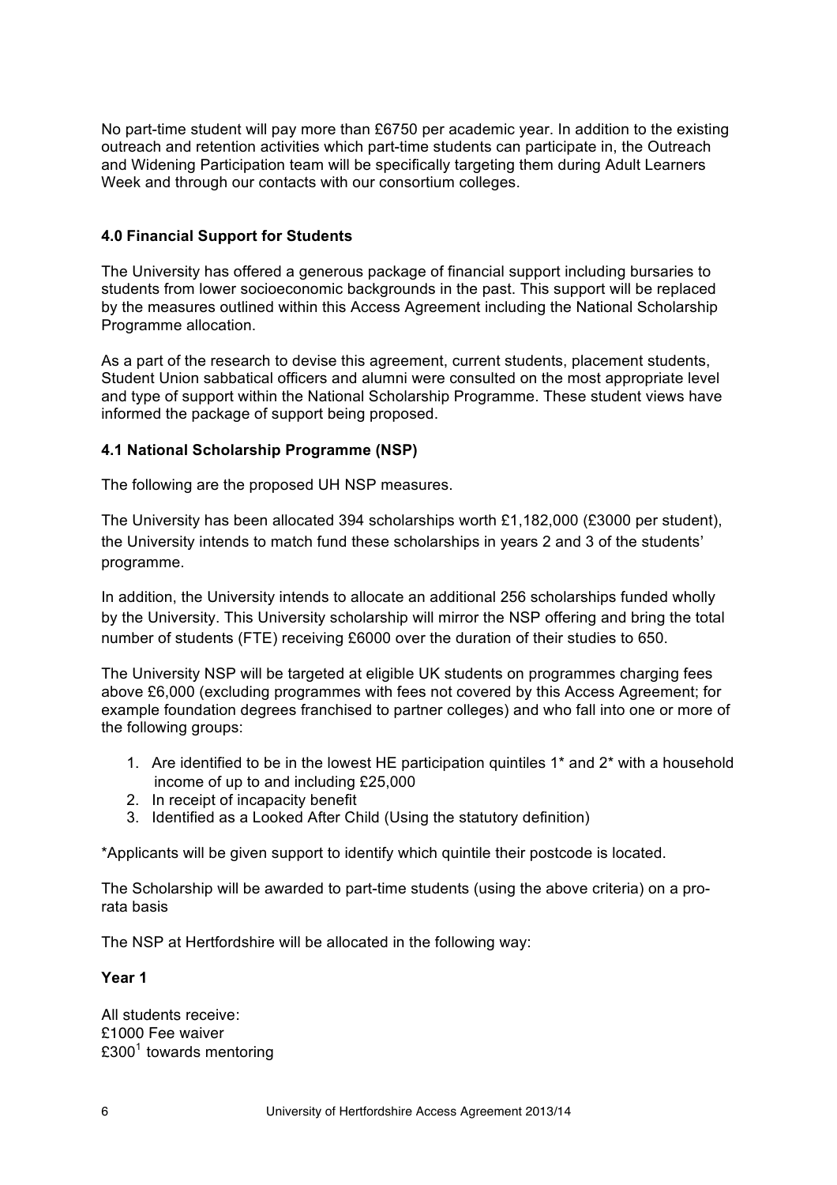No part-time student will pay more than £6750 per academic year. In addition to the existing outreach and retention activities which part-time students can participate in, the Outreach and Widening Participation team will be specifically targeting them during Adult Learners Week and through our contacts with our consortium colleges.

### 4.0 Financial Support for Students

The University has offered a generous package of financial support including bursaries to students from lower socioeconomic backgrounds in the past. This support will be replaced by the measures outlined within this Access Agreement including the National Scholarship Programme allocation.

As a part of the research to devise this agreement, current students, placement students, Student Union sabbatical officers and alumni were consulted on the most appropriate level and type of support within the National Scholarship Programme. These student views have informed the package of support being proposed.

### 4.1 National Scholarship Programme (NSP)

The following are the proposed UH NSP measures.

The University has been allocated 394 scholarships worth £1,182,000 (£3000 per student), the University intends to match fund these scholarships in years 2 and 3 of the students' programme.

In addition, the University intends to allocate an additional 256 scholarships funded wholly by the University. This University scholarship will mirror the NSP offering and bring the total number of students (FTE) receiving £6000 over the duration of their studies to 650.

The University NSP will be targeted at eligible UK students on programmes charging fees above £6,000 (excluding programmes with fees not covered by this Access Agreement; for example foundation degrees franchised to partner colleges) and who fall into one or more of the following groups:

1. Are identified to be in the lowest HE participation quintiles 1* and 2* with a household income of up to and including £25,000
2. In receipt of incapacity benefit
3. Identified as a Looked After Child (Using the statutory definition)

*Applicants will be given support to identify which quintile their postcode is located.

The Scholarship will be awarded to part-time students (using the above criteria) on a pro-rata basis

The NSP at Hertfordshire will be allocated in the following way:

**Year 1**

All students receive:
£1000 Fee waiver
£300[1] towards mentoring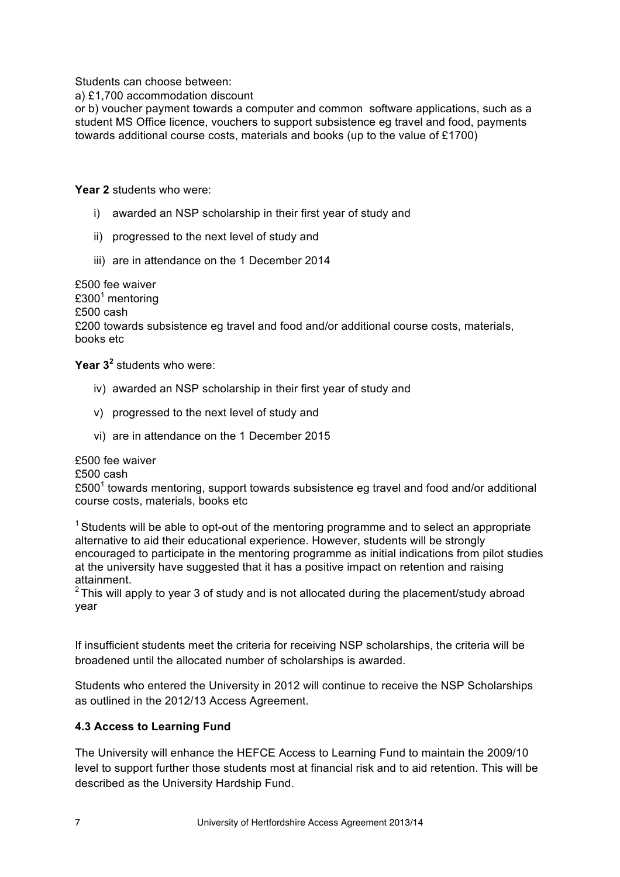Students can choose between:
a) £1,700 accommodation discount
or b) voucher payment towards a computer and common software applications, such as a student MS Office licence, vouchers to support subsistence eg travel and food, payments towards additional course costs, materials and books (up to the value of £1700)

**Year 2** students who were:

i) awarded an NSP scholarship in their first year of study and

ii) progressed to the next level of study and

iii) are in attendance on the 1 December 2014

£500 fee waiver
£300[1] mentoring
£500 cash
£200 towards subsistence eg travel and food and/or additional course costs, materials, books etc

**Year 3[2]** students who were:

iv) awarded an NSP scholarship in their first year of study and

v) progressed to the next level of study and

vi) are in attendance on the 1 December 2015

£500 fee waiver
£500 cash
£500[1] towards mentoring, support towards subsistence eg travel and food and/or additional course costs, materials, books etc

[1] Students will be able to opt-out of the mentoring programme and to select an appropriate alternative to aid their educational experience. However, students will be strongly encouraged to participate in the mentoring programme as initial indications from pilot studies at the university have suggested that it has a positive impact on retention and raising attainment.
[2] This will apply to year 3 of study and is not allocated during the placement/study abroad year

If insufficient students meet the criteria for receiving NSP scholarships, the criteria will be broadened until the allocated number of scholarships is awarded.

Students who entered the University in 2012 will continue to receive the NSP Scholarships as outlined in the 2012/13 Access Agreement.

### 4.3 Access to Learning Fund

The University will enhance the HEFCE Access to Learning Fund to maintain the 2009/10 level to support further those students most at financial risk and to aid retention. This will be described as the University Hardship Fund.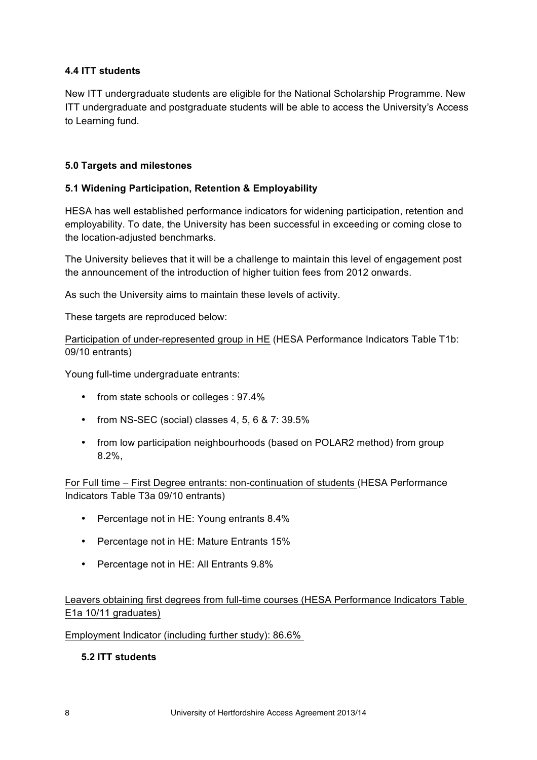**4.4 ITT students**

New ITT undergraduate students are eligible for the National Scholarship Programme. New ITT undergraduate and postgraduate students will be able to access the University's Access to Learning fund.

**5.0 Targets and milestones**

**5.1 Widening Participation, Retention & Employability**

HESA has well established performance indicators for widening participation, retention and employability. To date, the University has been successful in exceeding or coming close to the location-adjusted benchmarks.

The University believes that it will be a challenge to maintain this level of engagement post the announcement of the introduction of higher tuition fees from 2012 onwards.

As such the University aims to maintain these levels of activity.

These targets are reproduced below:

<u>Participation of under-represented group in HE</u> (HESA Performance Indicators Table T1b: 09/10 entrants)

Young full-time undergraduate entrants:

- from state schools or colleges : 97.4%
- from NS-SEC (social) classes 4, 5, 6 & 7: 39.5%
- from low participation neighbourhoods (based on POLAR2 method) from group 8.2%,

<u>For Full time – First Degree entrants: non-continuation of students</u> (HESA Performance Indicators Table T3a 09/10 entrants)

- Percentage not in HE: Young entrants 8.4%
- Percentage not in HE: Mature Entrants 15%
- Percentage not in HE: All Entrants 9.8%

<u>Leavers obtaining first degrees from full-time courses (HESA Performance Indicators Table E1a 10/11 graduates)</u>

<u>Employment Indicator (including further study): 86.6%</u>

**5.2 ITT students**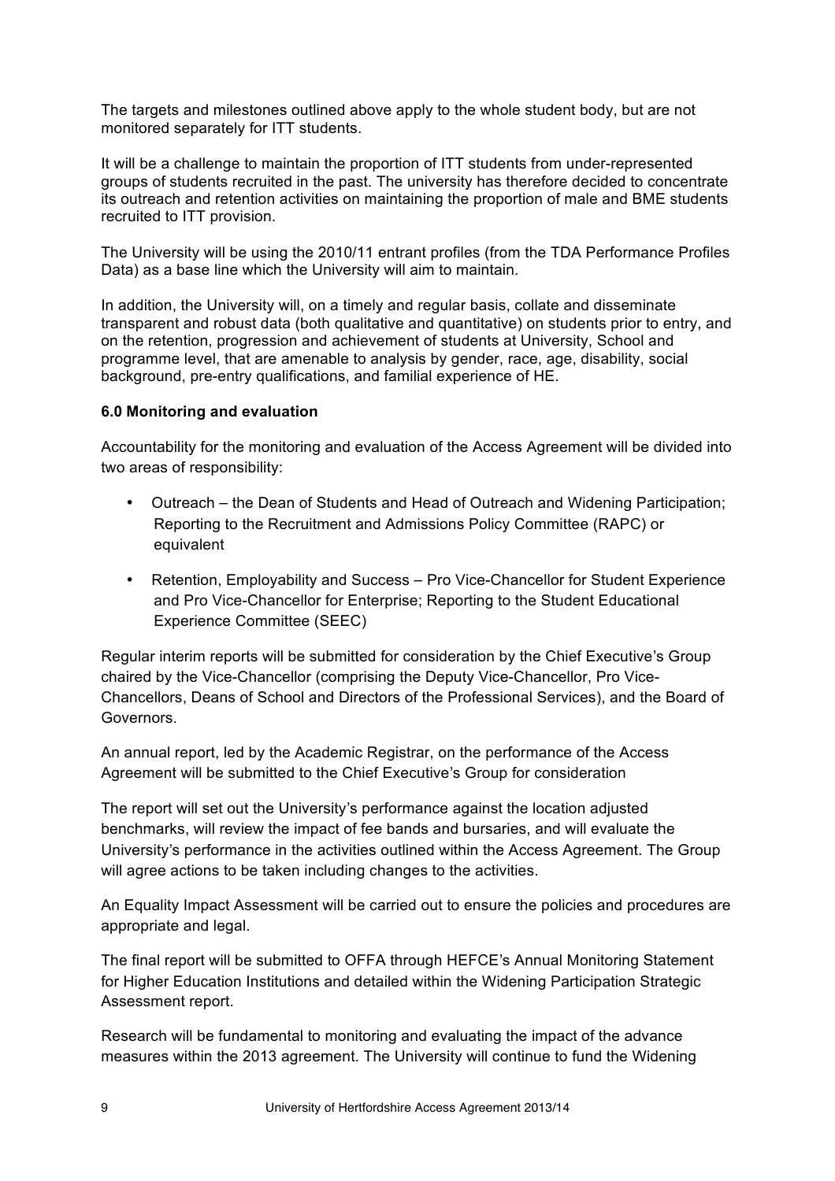The targets and milestones outlined above apply to the whole student body, but are not monitored separately for ITT students.

It will be a challenge to maintain the proportion of ITT students from under-represented groups of students recruited in the past. The university has therefore decided to concentrate its outreach and retention activities on maintaining the proportion of male and BME students recruited to ITT provision.

The University will be using the 2010/11 entrant profiles (from the TDA Performance Profiles Data) as a base line which the University will aim to maintain.

In addition, the University will, on a timely and regular basis, collate and disseminate transparent and robust data (both qualitative and quantitative) on students prior to entry, and on the retention, progression and achievement of students at University, School and programme level, that are amenable to analysis by gender, race, age, disability, social background, pre-entry qualifications, and familial experience of HE.

**6.0 Monitoring and evaluation**

Accountability for the monitoring and evaluation of the Access Agreement will be divided into two areas of responsibility:

- Outreach – the Dean of Students and Head of Outreach and Widening Participation; Reporting to the Recruitment and Admissions Policy Committee (RAPC) or equivalent
- Retention, Employability and Success – Pro Vice-Chancellor for Student Experience and Pro Vice-Chancellor for Enterprise; Reporting to the Student Educational Experience Committee (SEEC)

Regular interim reports will be submitted for consideration by the Chief Executive's Group chaired by the Vice-Chancellor (comprising the Deputy Vice-Chancellor, Pro Vice-Chancellors, Deans of School and Directors of the Professional Services), and the Board of Governors.

An annual report, led by the Academic Registrar, on the performance of the Access Agreement will be submitted to the Chief Executive's Group for consideration

The report will set out the University's performance against the location adjusted benchmarks, will review the impact of fee bands and bursaries, and will evaluate the University's performance in the activities outlined within the Access Agreement. The Group will agree actions to be taken including changes to the activities.

An Equality Impact Assessment will be carried out to ensure the policies and procedures are appropriate and legal.

The final report will be submitted to OFFA through HEFCE's Annual Monitoring Statement for Higher Education Institutions and detailed within the Widening Participation Strategic Assessment report.

Research will be fundamental to monitoring and evaluating the impact of the advance measures within the 2013 agreement. The University will continue to fund the Widening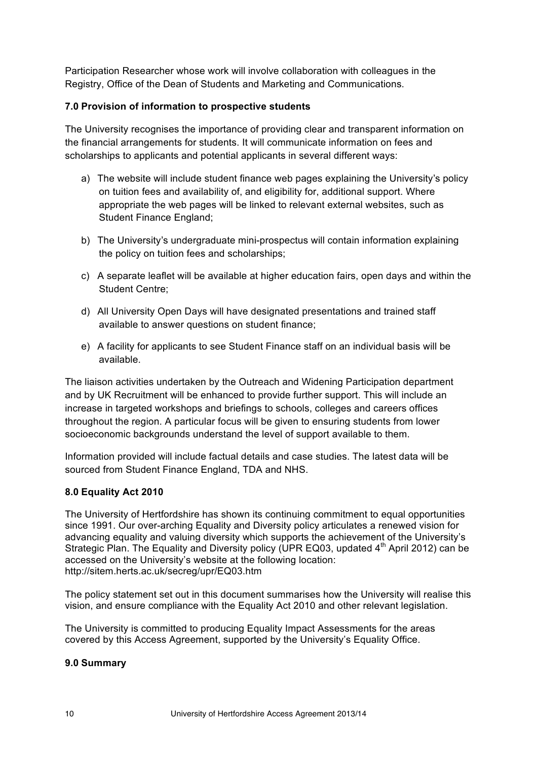Participation Researcher whose work will involve collaboration with colleagues in the Registry, Office of the Dean of Students and Marketing and Communications.

### 7.0 Provision of information to prospective students

The University recognises the importance of providing clear and transparent information on the financial arrangements for students. It will communicate information on fees and scholarships to applicants and potential applicants in several different ways:

a) The website will include student finance web pages explaining the University's policy on tuition fees and availability of, and eligibility for, additional support. Where appropriate the web pages will be linked to relevant external websites, such as Student Finance England;

b) The University's undergraduate mini-prospectus will contain information explaining the policy on tuition fees and scholarships;

c) A separate leaflet will be available at higher education fairs, open days and within the Student Centre;

d) All University Open Days will have designated presentations and trained staff available to answer questions on student finance;

e) A facility for applicants to see Student Finance staff on an individual basis will be available.

The liaison activities undertaken by the Outreach and Widening Participation department and by UK Recruitment will be enhanced to provide further support. This will include an increase in targeted workshops and briefings to schools, colleges and careers offices throughout the region. A particular focus will be given to ensuring students from lower socioeconomic backgrounds understand the level of support available to them.

Information provided will include factual details and case studies. The latest data will be sourced from Student Finance England, TDA and NHS.

### 8.0 Equality Act 2010

The University of Hertfordshire has shown its continuing commitment to equal opportunities since 1991. Our over-arching Equality and Diversity policy articulates a renewed vision for advancing equality and valuing diversity which supports the achievement of the University's Strategic Plan. The Equality and Diversity policy (UPR EQ03, updated 4th April 2012) can be accessed on the University's website at the following location: http://sitem.herts.ac.uk/secreg/upr/EQ03.htm

The policy statement set out in this document summarises how the University will realise this vision, and ensure compliance with the Equality Act 2010 and other relevant legislation.

The University is committed to producing Equality Impact Assessments for the areas covered by this Access Agreement, supported by the University's Equality Office.

### 9.0 Summary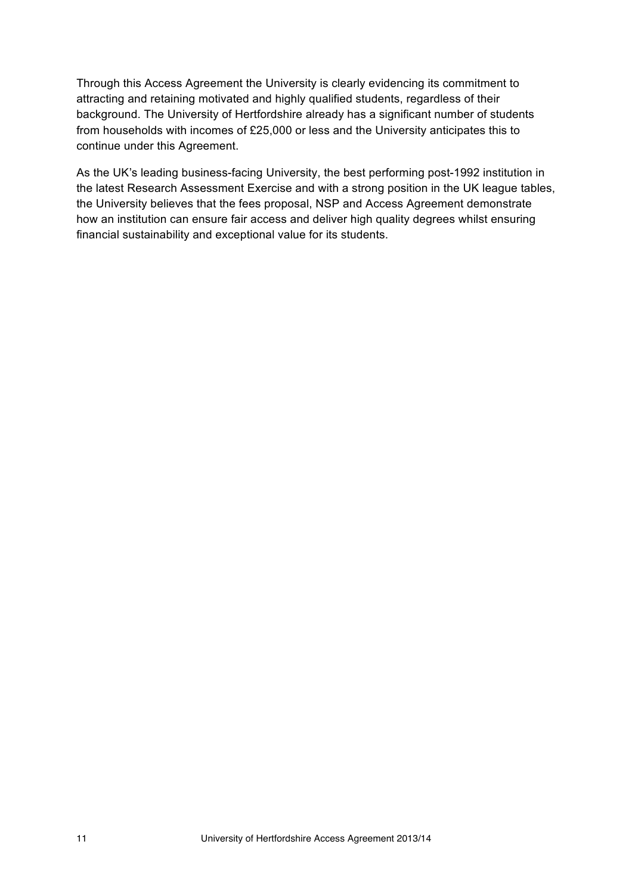Through this Access Agreement the University is clearly evidencing its commitment to attracting and retaining motivated and highly qualified students, regardless of their background. The University of Hertfordshire already has a significant number of students from households with incomes of £25,000 or less and the University anticipates this to continue under this Agreement.

As the UK's leading business-facing University, the best performing post-1992 institution in the latest Research Assessment Exercise and with a strong position in the UK league tables, the University believes that the fees proposal, NSP and Access Agreement demonstrate how an institution can ensure fair access and deliver high quality degrees whilst ensuring financial sustainability and exceptional value for its students.